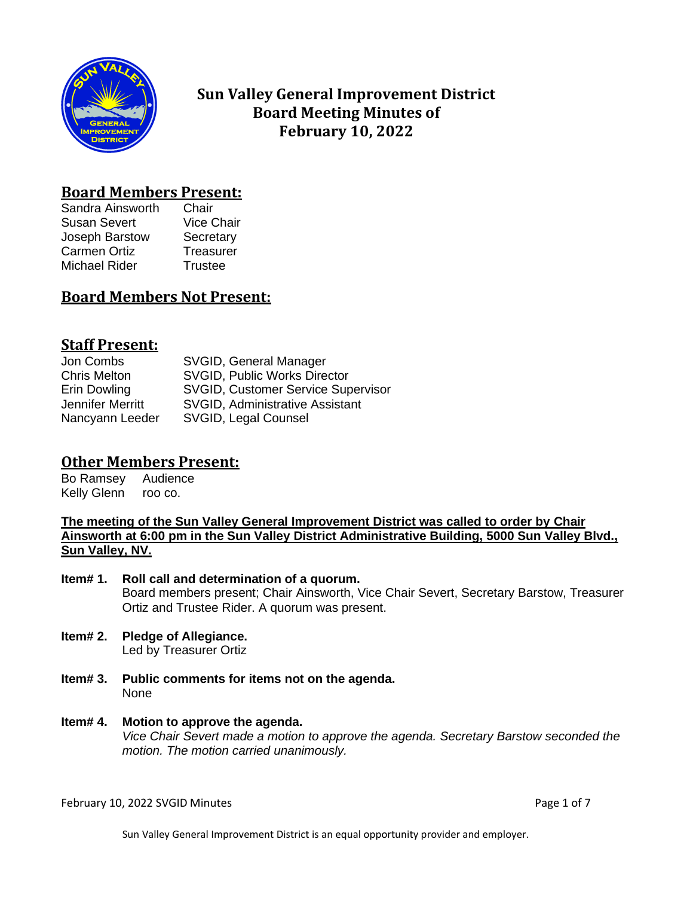# Sun Valley General Improvement District
# Board Meeting Minutes of
# February 10, 2022

## Board Members Present:

| | |
|---|---|
| Sandra Ainsworth | Chair |
| Susan Severt | Vice Chair |
| Joseph Barstow | Secretary |
| Carmen Ortiz | Treasurer |
| Michael Rider | Trustee |

## Board Members Not Present:

## Staff Present:

| | |
|---|---|
| Jon Combs | SVGID, General Manager |
| Chris Melton | SVGID, Public Works Director |
| Erin Dowling | SVGID, Customer Service Supervisor |
| Jennifer Merritt | SVGID, Administrative Assistant |
| Nancyann Leeder | SVGID, Legal Counsel |

## Other Members Present:

| | |
|---|---|
| Bo Ramsey | Audience |
| Kelly Glenn | roo co. |

**The meeting of the Sun Valley General Improvement District was called to order by Chair Ainsworth at 6:00 pm in the Sun Valley District Administrative Building, 5000 Sun Valley Blvd., Sun Valley, NV.**

**Item# 1. Roll call and determination of a quorum.**
Board members present; Chair Ainsworth, Vice Chair Severt, Secretary Barstow, Treasurer Ortiz and Trustee Rider. A quorum was present.

**Item# 2. Pledge of Allegiance.**
Led by Treasurer Ortiz

**Item# 3. Public comments for items not on the agenda.**
None

**Item# 4. Motion to approve the agenda.**
*Vice Chair Severt made a motion to approve the agenda. Secretary Barstow seconded the motion. The motion carried unanimously.*

Sun Valley General Improvement District is an equal opportunity provider and employer.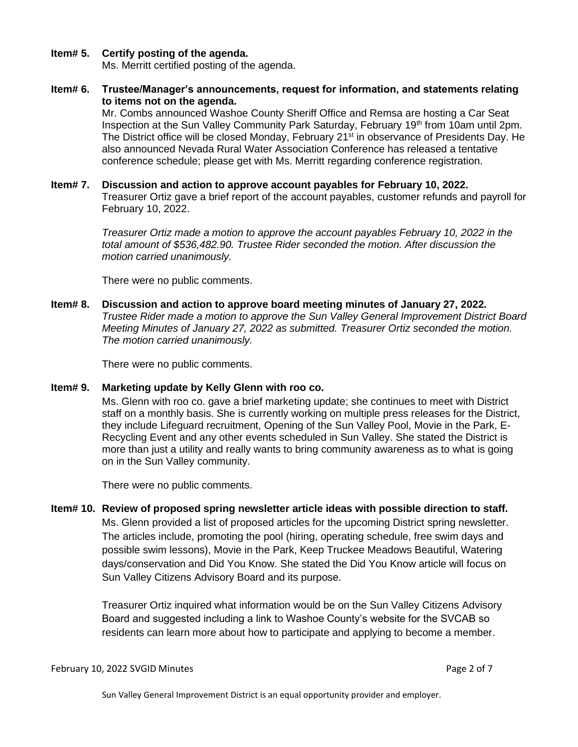**Item# 5. Certify posting of the agenda.**

Ms. Merritt certified posting of the agenda.

**Item# 6. Trustee/Manager's announcements, request for information, and statements relating to items not on the agenda.**

Mr. Combs announced Washoe County Sheriff Office and Remsa are hosting a Car Seat Inspection at the Sun Valley Community Park Saturday, February 19th from 10am until 2pm. The District office will be closed Monday, February 21st in observance of Presidents Day. He also announced Nevada Rural Water Association Conference has released a tentative conference schedule; please get with Ms. Merritt regarding conference registration.

**Item# 7. Discussion and action to approve account payables for February 10, 2022.**

Treasurer Ortiz gave a brief report of the account payables, customer refunds and payroll for February 10, 2022.

*Treasurer Ortiz made a motion to approve the account payables February 10, 2022 in the total amount of $536,482.90. Trustee Rider seconded the motion. After discussion the motion carried unanimously.*

There were no public comments.

**Item# 8. Discussion and action to approve board meeting minutes of January 27, 2022.**

*Trustee Rider made a motion to approve the Sun Valley General Improvement District Board Meeting Minutes of January 27, 2022 as submitted. Treasurer Ortiz seconded the motion. The motion carried unanimously.*

There were no public comments.

**Item# 9. Marketing update by Kelly Glenn with roo co.**

Ms. Glenn with roo co. gave a brief marketing update; she continues to meet with District staff on a monthly basis. She is currently working on multiple press releases for the District, they include Lifeguard recruitment, Opening of the Sun Valley Pool, Movie in the Park, E-Recycling Event and any other events scheduled in Sun Valley. She stated the District is more than just a utility and really wants to bring community awareness as to what is going on in the Sun Valley community.

There were no public comments.

**Item# 10. Review of proposed spring newsletter article ideas with possible direction to staff.**

Ms. Glenn provided a list of proposed articles for the upcoming District spring newsletter. The articles include, promoting the pool (hiring, operating schedule, free swim days and possible swim lessons), Movie in the Park, Keep Truckee Meadows Beautiful, Watering days/conservation and Did You Know. She stated the Did You Know article will focus on Sun Valley Citizens Advisory Board and its purpose.

Treasurer Ortiz inquired what information would be on the Sun Valley Citizens Advisory Board and suggested including a link to Washoe County's website for the SVCAB so residents can learn more about how to participate and applying to become a member.

Sun Valley General Improvement District is an equal opportunity provider and employer.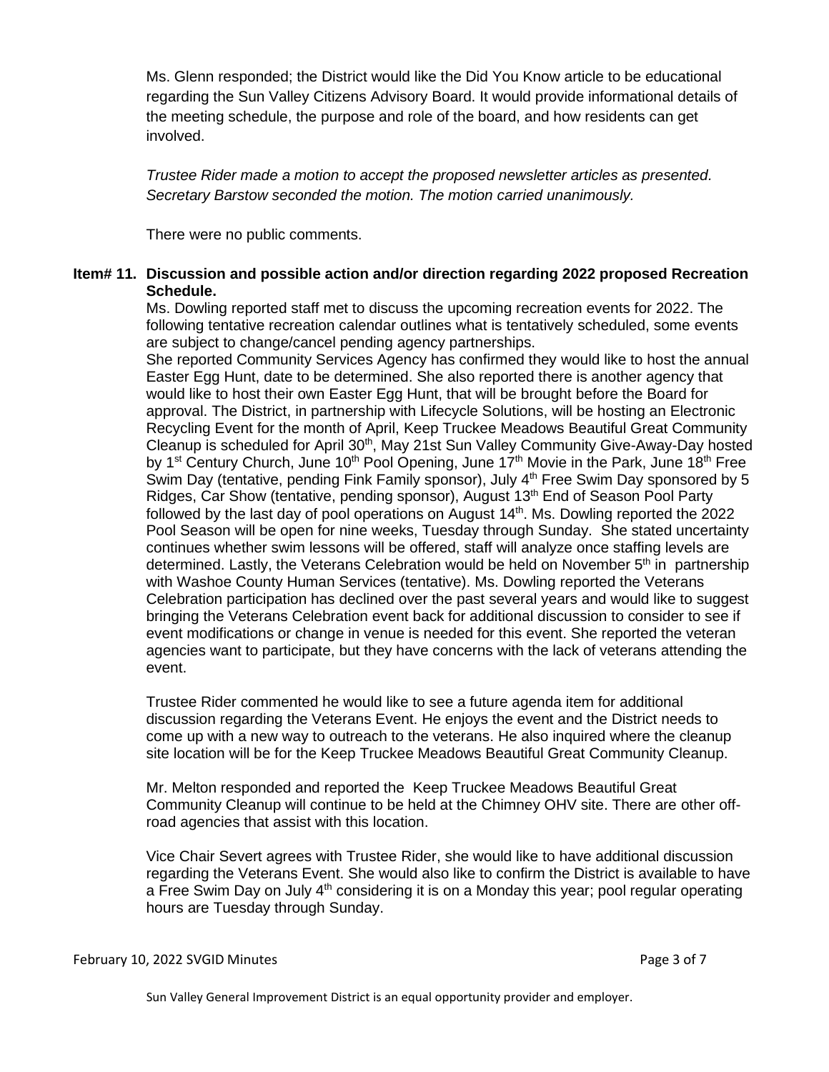Ms. Glenn responded; the District would like the Did You Know article to be educational regarding the Sun Valley Citizens Advisory Board. It would provide informational details of the meeting schedule, the purpose and role of the board, and how residents can get involved.

*Trustee Rider made a motion to accept the proposed newsletter articles as presented. Secretary Barstow seconded the motion. The motion carried unanimously.*

There were no public comments.

**Item# 11. Discussion and possible action and/or direction regarding 2022 proposed Recreation Schedule.**

Ms. Dowling reported staff met to discuss the upcoming recreation events for 2022. The following tentative recreation calendar outlines what is tentatively scheduled, some events are subject to change/cancel pending agency partnerships.

She reported Community Services Agency has confirmed they would like to host the annual Easter Egg Hunt, date to be determined. She also reported there is another agency that would like to host their own Easter Egg Hunt, that will be brought before the Board for approval. The District, in partnership with Lifecycle Solutions, will be hosting an Electronic Recycling Event for the month of April, Keep Truckee Meadows Beautiful Great Community Cleanup is scheduled for April 30th, May 21st Sun Valley Community Give-Away-Day hosted by 1st Century Church, June 10th Pool Opening, June 17th Movie in the Park, June 18th Free Swim Day (tentative, pending Fink Family sponsor), July 4th Free Swim Day sponsored by 5 Ridges, Car Show (tentative, pending sponsor), August 13th End of Season Pool Party followed by the last day of pool operations on August 14th. Ms. Dowling reported the 2022 Pool Season will be open for nine weeks, Tuesday through Sunday. She stated uncertainty continues whether swim lessons will be offered, staff will analyze once staffing levels are determined. Lastly, the Veterans Celebration would be held on November 5th in partnership with Washoe County Human Services (tentative). Ms. Dowling reported the Veterans Celebration participation has declined over the past several years and would like to suggest bringing the Veterans Celebration event back for additional discussion to consider to see if event modifications or change in venue is needed for this event. She reported the veteran agencies want to participate, but they have concerns with the lack of veterans attending the event.

Trustee Rider commented he would like to see a future agenda item for additional discussion regarding the Veterans Event. He enjoys the event and the District needs to come up with a new way to outreach to the veterans. He also inquired where the cleanup site location will be for the Keep Truckee Meadows Beautiful Great Community Cleanup.

Mr. Melton responded and reported the Keep Truckee Meadows Beautiful Great Community Cleanup will continue to be held at the Chimney OHV site. There are other off-road agencies that assist with this location.

Vice Chair Severt agrees with Trustee Rider, she would like to have additional discussion regarding the Veterans Event. She would also like to confirm the District is available to have a Free Swim Day on July 4th considering it is on a Monday this year; pool regular operating hours are Tuesday through Sunday.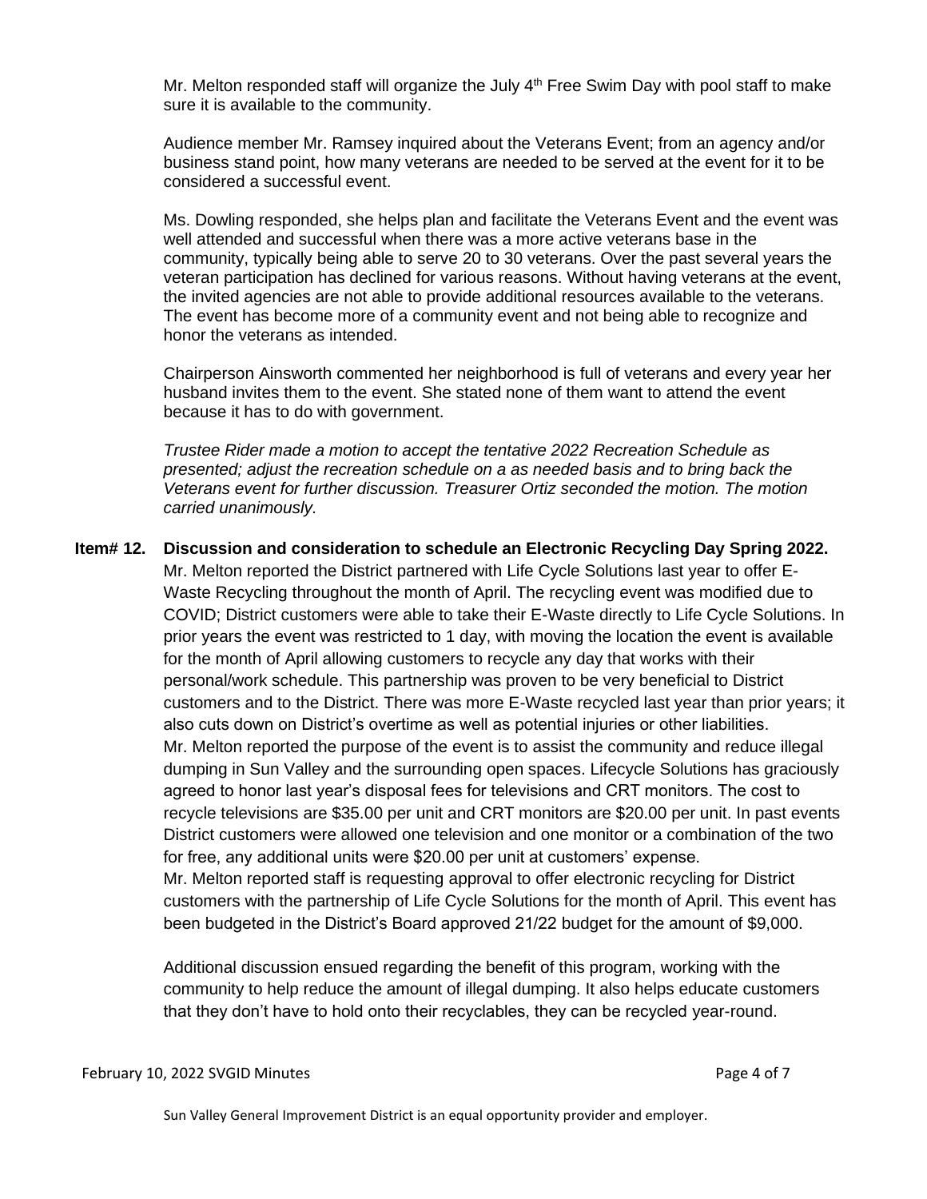Mr. Melton responded staff will organize the July 4th Free Swim Day with pool staff to make sure it is available to the community.

Audience member Mr. Ramsey inquired about the Veterans Event; from an agency and/or business stand point, how many veterans are needed to be served at the event for it to be considered a successful event.

Ms. Dowling responded, she helps plan and facilitate the Veterans Event and the event was well attended and successful when there was a more active veterans base in the community, typically being able to serve 20 to 30 veterans. Over the past several years the veteran participation has declined for various reasons. Without having veterans at the event, the invited agencies are not able to provide additional resources available to the veterans. The event has become more of a community event and not being able to recognize and honor the veterans as intended.

Chairperson Ainsworth commented her neighborhood is full of veterans and every year her husband invites them to the event. She stated none of them want to attend the event because it has to do with government.

*Trustee Rider made a motion to accept the tentative 2022 Recreation Schedule as presented; adjust the recreation schedule on a as needed basis and to bring back the Veterans event for further discussion. Treasurer Ortiz seconded the motion. The motion carried unanimously.*

**Item# 12. Discussion and consideration to schedule an Electronic Recycling Day Spring 2022.**

Mr. Melton reported the District partnered with Life Cycle Solutions last year to offer E-Waste Recycling throughout the month of April. The recycling event was modified due to COVID; District customers were able to take their E-Waste directly to Life Cycle Solutions. In prior years the event was restricted to 1 day, with moving the location the event is available for the month of April allowing customers to recycle any day that works with their personal/work schedule. This partnership was proven to be very beneficial to District customers and to the District. There was more E-Waste recycled last year than prior years; it also cuts down on District's overtime as well as potential injuries or other liabilities.
Mr. Melton reported the purpose of the event is to assist the community and reduce illegal dumping in Sun Valley and the surrounding open spaces. Lifecycle Solutions has graciously agreed to honor last year's disposal fees for televisions and CRT monitors. The cost to recycle televisions are $35.00 per unit and CRT monitors are $20.00 per unit. In past events District customers were allowed one television and one monitor or a combination of the two for free, any additional units were $20.00 per unit at customers' expense.
Mr. Melton reported staff is requesting approval to offer electronic recycling for District customers with the partnership of Life Cycle Solutions for the month of April. This event has been budgeted in the District's Board approved 21/22 budget for the amount of $9,000.

Additional discussion ensued regarding the benefit of this program, working with the community to help reduce the amount of illegal dumping. It also helps educate customers that they don't have to hold onto their recyclables, they can be recycled year-round.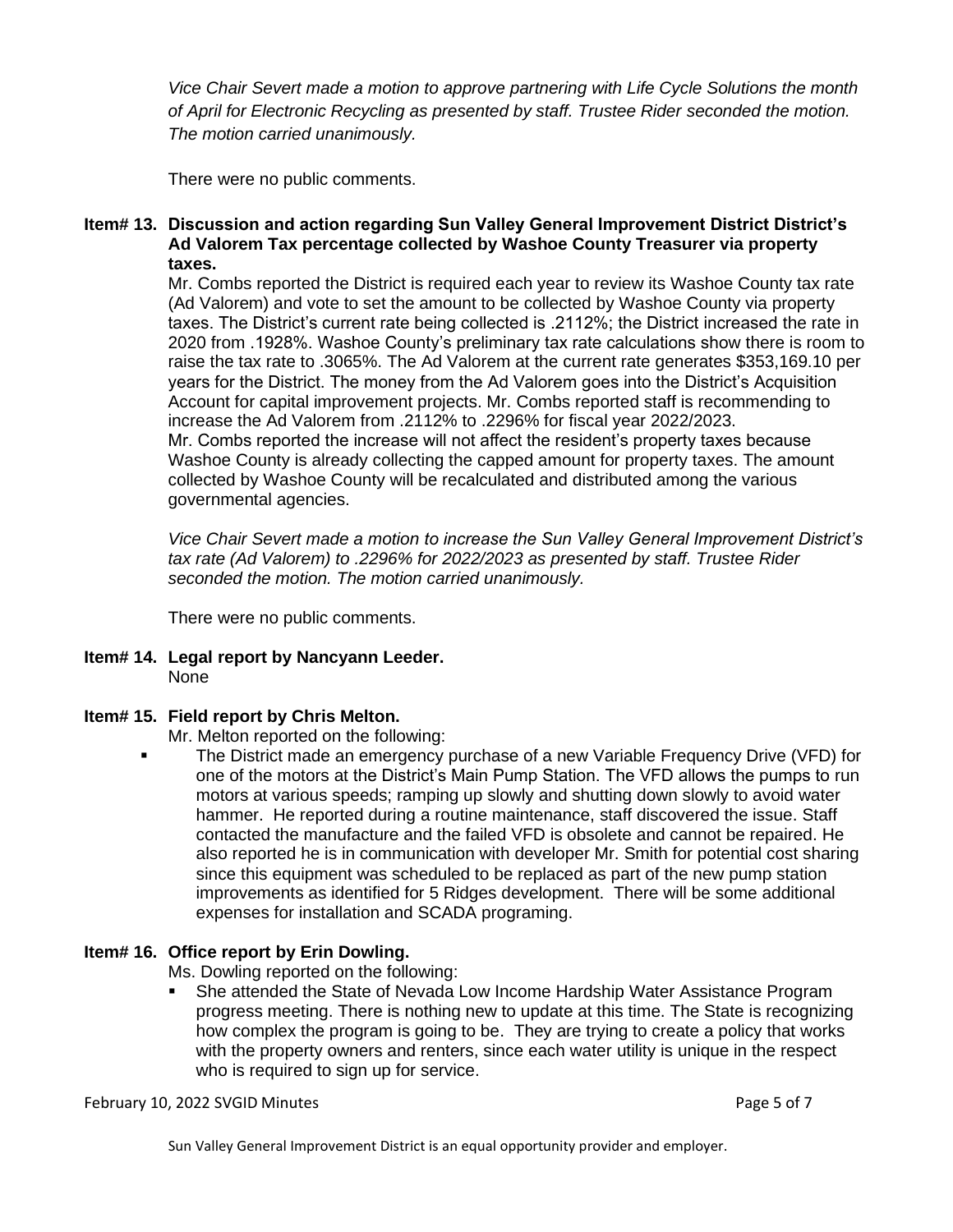*Vice Chair Severt made a motion to approve partnering with Life Cycle Solutions the month of April for Electronic Recycling as presented by staff. Trustee Rider seconded the motion. The motion carried unanimously.*

There were no public comments.

**Item# 13. Discussion and action regarding Sun Valley General Improvement District District's Ad Valorem Tax percentage collected by Washoe County Treasurer via property taxes.**

Mr. Combs reported the District is required each year to review its Washoe County tax rate (Ad Valorem) and vote to set the amount to be collected by Washoe County via property taxes. The District's current rate being collected is .2112%; the District increased the rate in 2020 from .1928%. Washoe County's preliminary tax rate calculations show there is room to raise the tax rate to .3065%. The Ad Valorem at the current rate generates $353,169.10 per years for the District. The money from the Ad Valorem goes into the District's Acquisition Account for capital improvement projects. Mr. Combs reported staff is recommending to increase the Ad Valorem from .2112% to .2296% for fiscal year 2022/2023.
Mr. Combs reported the increase will not affect the resident's property taxes because Washoe County is already collecting the capped amount for property taxes. The amount collected by Washoe County will be recalculated and distributed among the various governmental agencies.

*Vice Chair Severt made a motion to increase the Sun Valley General Improvement District's tax rate (Ad Valorem) to .2296% for 2022/2023 as presented by staff. Trustee Rider seconded the motion. The motion carried unanimously.*

There were no public comments.

**Item# 14. Legal report by Nancyann Leeder.**
None

**Item# 15. Field report by Chris Melton.**

Mr. Melton reported on the following:

- The District made an emergency purchase of a new Variable Frequency Drive (VFD) for one of the motors at the District's Main Pump Station. The VFD allows the pumps to run motors at various speeds; ramping up slowly and shutting down slowly to avoid water hammer. He reported during a routine maintenance, staff discovered the issue. Staff contacted the manufacture and the failed VFD is obsolete and cannot be repaired. He also reported he is in communication with developer Mr. Smith for potential cost sharing since this equipment was scheduled to be replaced as part of the new pump station improvements as identified for 5 Ridges development. There will be some additional expenses for installation and SCADA programing.

**Item# 16. Office report by Erin Dowling.**

Ms. Dowling reported on the following:

- She attended the State of Nevada Low Income Hardship Water Assistance Program progress meeting. There is nothing new to update at this time. The State is recognizing how complex the program is going to be. They are trying to create a policy that works with the property owners and renters, since each water utility is unique in the respect who is required to sign up for service.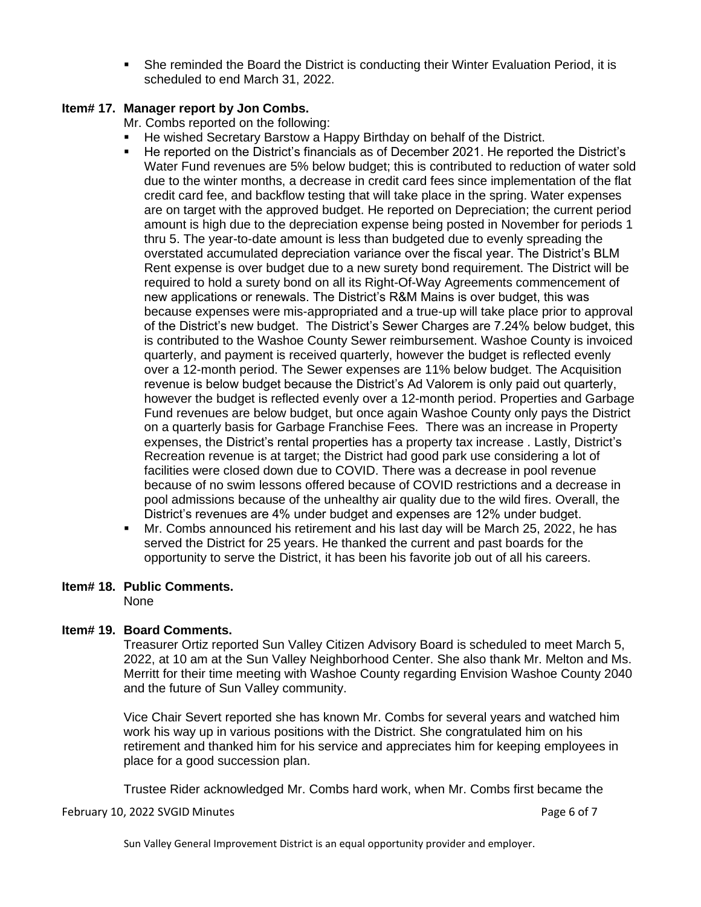- She reminded the Board the District is conducting their Winter Evaluation Period, it is scheduled to end March 31, 2022.

**Item# 17. Manager report by Jon Combs.**

Mr. Combs reported on the following:

- He wished Secretary Barstow a Happy Birthday on behalf of the District.
- He reported on the District's financials as of December 2021. He reported the District's Water Fund revenues are 5% below budget; this is contributed to reduction of water sold due to the winter months, a decrease in credit card fees since implementation of the flat credit card fee, and backflow testing that will take place in the spring. Water expenses are on target with the approved budget. He reported on Depreciation; the current period amount is high due to the depreciation expense being posted in November for periods 1 thru 5. The year-to-date amount is less than budgeted due to evenly spreading the overstated accumulated depreciation variance over the fiscal year. The District's BLM Rent expense is over budget due to a new surety bond requirement. The District will be required to hold a surety bond on all its Right-Of-Way Agreements commencement of new applications or renewals. The District's R&M Mains is over budget, this was because expenses were mis-appropriated and a true-up will take place prior to approval of the District's new budget. The District's Sewer Charges are 7.24% below budget, this is contributed to the Washoe County Sewer reimbursement. Washoe County is invoiced quarterly, and payment is received quarterly, however the budget is reflected evenly over a 12-month period. The Sewer expenses are 11% below budget. The Acquisition revenue is below budget because the District's Ad Valorem is only paid out quarterly, however the budget is reflected evenly over a 12-month period. Properties and Garbage Fund revenues are below budget, but once again Washoe County only pays the District on a quarterly basis for Garbage Franchise Fees. There was an increase in Property expenses, the District's rental properties has a property tax increase . Lastly, District's Recreation revenue is at target; the District had good park use considering a lot of facilities were closed down due to COVID. There was a decrease in pool revenue because of no swim lessons offered because of COVID restrictions and a decrease in pool admissions because of the unhealthy air quality due to the wild fires. Overall, the District's revenues are 4% under budget and expenses are 12% under budget.
- Mr. Combs announced his retirement and his last day will be March 25, 2022, he has served the District for 25 years. He thanked the current and past boards for the opportunity to serve the District, it has been his favorite job out of all his careers.

**Item# 18. Public Comments.**

None

**Item# 19. Board Comments.**

Treasurer Ortiz reported Sun Valley Citizen Advisory Board is scheduled to meet March 5, 2022, at 10 am at the Sun Valley Neighborhood Center. She also thank Mr. Melton and Ms. Merritt for their time meeting with Washoe County regarding Envision Washoe County 2040 and the future of Sun Valley community.

Vice Chair Severt reported she has known Mr. Combs for several years and watched him work his way up in various positions with the District. She congratulated him on his retirement and thanked him for his service and appreciates him for keeping employees in place for a good succession plan.

Trustee Rider acknowledged Mr. Combs hard work, when Mr. Combs first became the

Sun Valley General Improvement District is an equal opportunity provider and employer.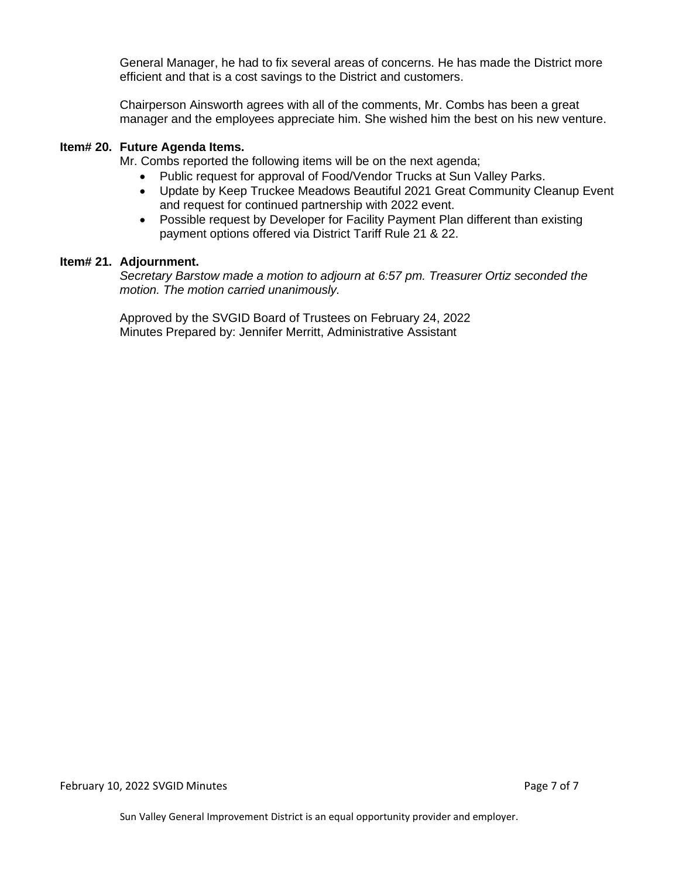General Manager, he had to fix several areas of concerns. He has made the District more efficient and that is a cost savings to the District and customers.

Chairperson Ainsworth agrees with all of the comments, Mr. Combs has been a great manager and the employees appreciate him. She wished him the best on his new venture.

**Item# 20. Future Agenda Items.**

Mr. Combs reported the following items will be on the next agenda;

- Public request for approval of Food/Vendor Trucks at Sun Valley Parks.
- Update by Keep Truckee Meadows Beautiful 2021 Great Community Cleanup Event and request for continued partnership with 2022 event.
- Possible request by Developer for Facility Payment Plan different than existing payment options offered via District Tariff Rule 21 & 22.

**Item# 21. Adjournment.**

*Secretary Barstow made a motion to adjourn at 6:57 pm. Treasurer Ortiz seconded the motion. The motion carried unanimously.*

Approved by the SVGID Board of Trustees on February 24, 2022
Minutes Prepared by: Jennifer Merritt, Administrative Assistant